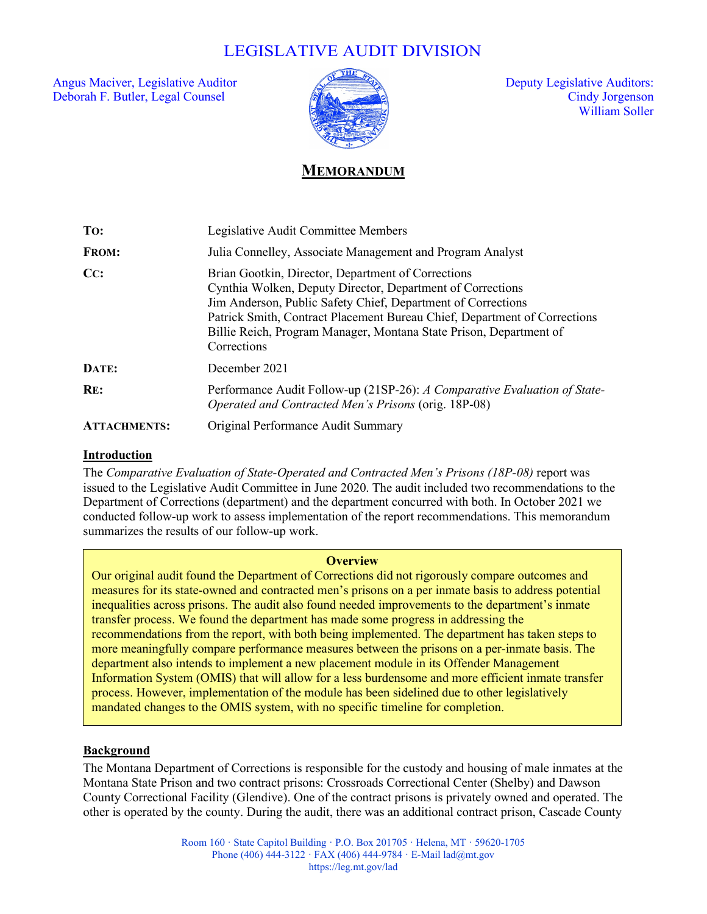# LEGISLATIVE AUDIT DIVISION

Angus Maciver, Legislative Auditor
Deborah F. Butler, Legal Counsel

Deputy Legislative Auditors:
Cindy Jorgenson
William Soller

## MEMORANDUM

| | |
|---|---|
| **TO:** | Legislative Audit Committee Members |
| **FROM:** | Julia Connelley, Associate Management and Program Analyst |
| **CC:** | Brian Gootkin, Director, Department of Corrections<br>Cynthia Wolken, Deputy Director, Department of Corrections<br>Jim Anderson, Public Safety Chief, Department of Corrections<br>Patrick Smith, Contract Placement Bureau Chief, Department of Corrections<br>Billie Reich, Program Manager, Montana State Prison, Department of Corrections |
| **DATE:** | December 2021 |
| **RE:** | Performance Audit Follow-up (21SP-26): *A Comparative Evaluation of State-Operated and Contracted Men's Prisons* (orig. 18P-08) |
| **ATTACHMENTS:** | Original Performance Audit Summary |

### Introduction

The *Comparative Evaluation of State-Operated and Contracted Men's Prisons (18P-08)* report was issued to the Legislative Audit Committee in June 2020. The audit included two recommendations to the Department of Corrections (department) and the department concurred with both. In October 2021 we conducted follow-up work to assess implementation of the report recommendations. This memorandum summarizes the results of our follow-up work.

> **Overview**
>
> Our original audit found the Department of Corrections did not rigorously compare outcomes and measures for its state-owned and contracted men's prisons on a per inmate basis to address potential inequalities across prisons. The audit also found needed improvements to the department's inmate transfer process. We found the department has made some progress in addressing the recommendations from the report, with both being implemented. The department has taken steps to more meaningfully compare performance measures between the prisons on a per-inmate basis. The department also intends to implement a new placement module in its Offender Management Information System (OMIS) that will allow for a less burdensome and more efficient inmate transfer process. However, implementation of the module has been sidelined due to other legislatively mandated changes to the OMIS system, with no specific timeline for completion.

### Background

The Montana Department of Corrections is responsible for the custody and housing of male inmates at the Montana State Prison and two contract prisons: Crossroads Correctional Center (Shelby) and Dawson County Correctional Facility (Glendive). One of the contract prisons is privately owned and operated. The other is operated by the county. During the audit, there was an additional contract prison, Cascade County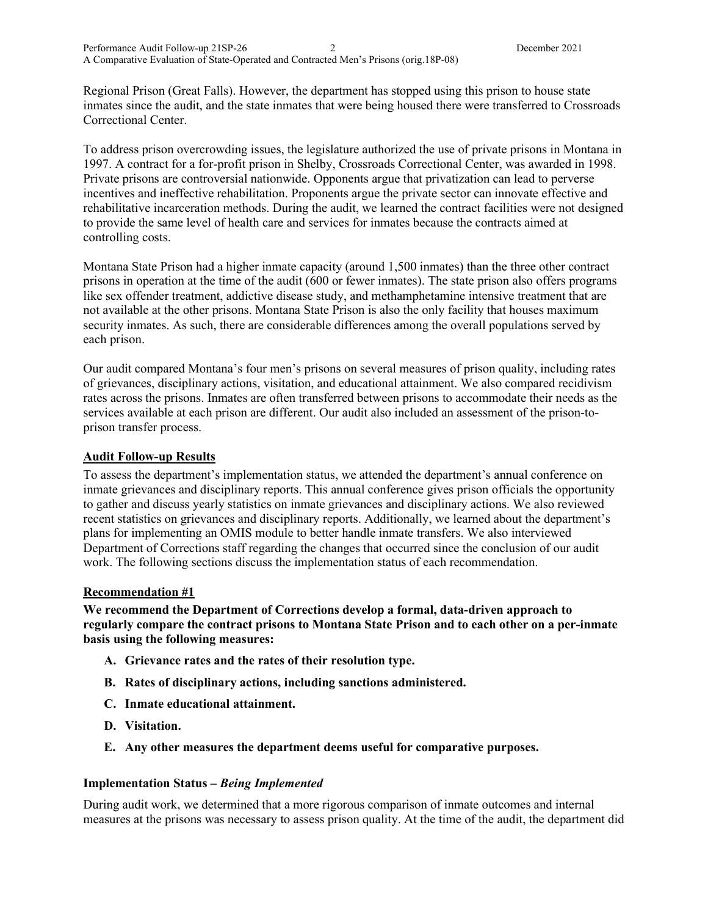Regional Prison (Great Falls). However, the department has stopped using this prison to house state inmates since the audit, and the state inmates that were being housed there were transferred to Crossroads Correctional Center.

To address prison overcrowding issues, the legislature authorized the use of private prisons in Montana in 1997. A contract for a for-profit prison in Shelby, Crossroads Correctional Center, was awarded in 1998. Private prisons are controversial nationwide. Opponents argue that privatization can lead to perverse incentives and ineffective rehabilitation. Proponents argue the private sector can innovate effective and rehabilitative incarceration methods. During the audit, we learned the contract facilities were not designed to provide the same level of health care and services for inmates because the contracts aimed at controlling costs.

Montana State Prison had a higher inmate capacity (around 1,500 inmates) than the three other contract prisons in operation at the time of the audit (600 or fewer inmates). The state prison also offers programs like sex offender treatment, addictive disease study, and methamphetamine intensive treatment that are not available at the other prisons. Montana State Prison is also the only facility that houses maximum security inmates. As such, there are considerable differences among the overall populations served by each prison.

Our audit compared Montana's four men's prisons on several measures of prison quality, including rates of grievances, disciplinary actions, visitation, and educational attainment. We also compared recidivism rates across the prisons. Inmates are often transferred between prisons to accommodate their needs as the services available at each prison are different. Our audit also included an assessment of the prison-to-prison transfer process.

## Audit Follow-up Results

To assess the department's implementation status, we attended the department's annual conference on inmate grievances and disciplinary reports. This annual conference gives prison officials the opportunity to gather and discuss yearly statistics on inmate grievances and disciplinary actions. We also reviewed recent statistics on grievances and disciplinary reports. Additionally, we learned about the department's plans for implementing an OMIS module to better handle inmate transfers. We also interviewed Department of Corrections staff regarding the changes that occurred since the conclusion of our audit work. The following sections discuss the implementation status of each recommendation.

## Recommendation #1

**We recommend the Department of Corrections develop a formal, data-driven approach to regularly compare the contract prisons to Montana State Prison and to each other on a per-inmate basis using the following measures:**

- **A. Grievance rates and the rates of their resolution type.**
- **B. Rates of disciplinary actions, including sanctions administered.**
- **C. Inmate educational attainment.**
- **D. Visitation.**
- **E. Any other measures the department deems useful for comparative purposes.**

### Implementation Status – *Being Implemented*

During audit work, we determined that a more rigorous comparison of inmate outcomes and internal measures at the prisons was necessary to assess prison quality. At the time of the audit, the department did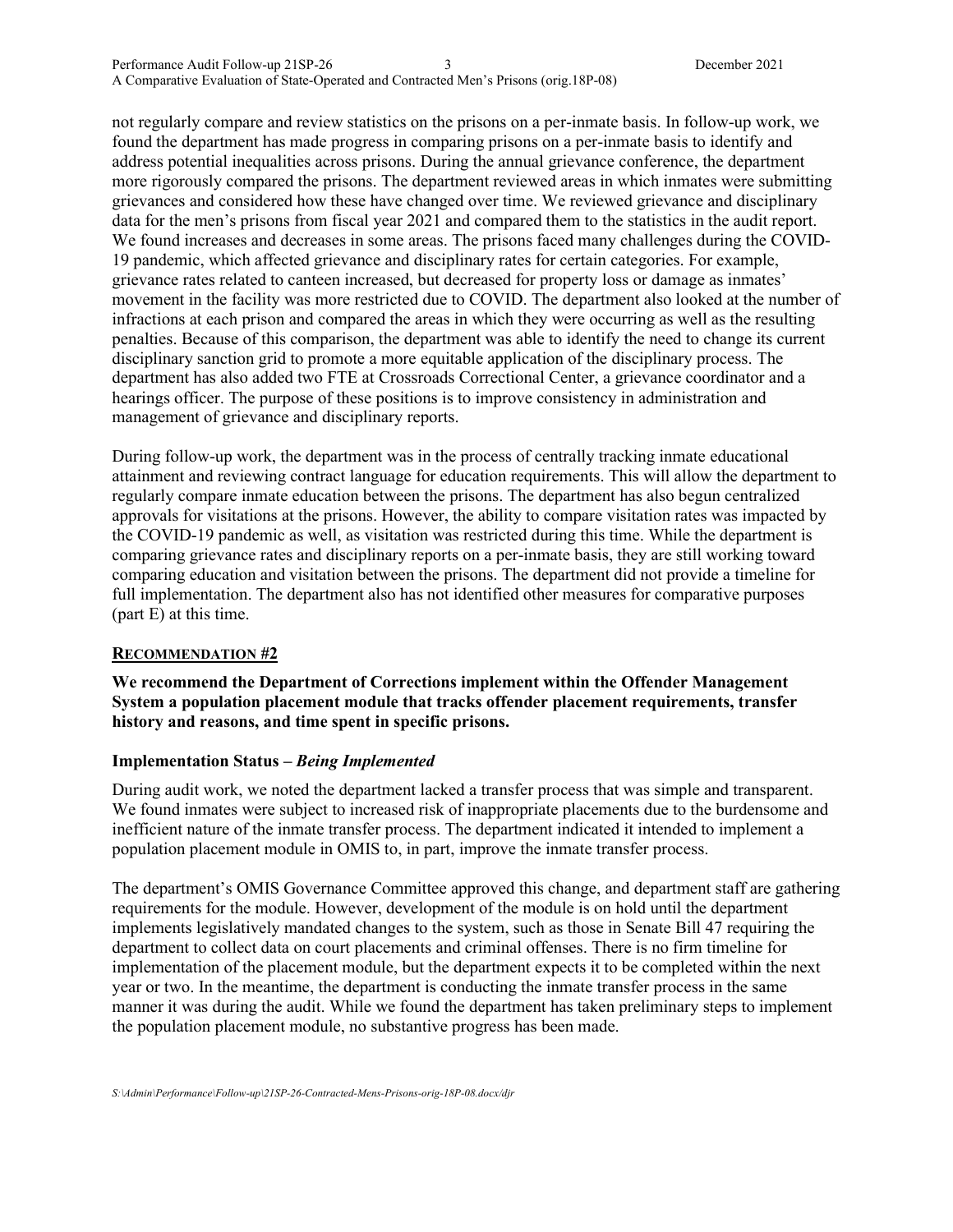not regularly compare and review statistics on the prisons on a per-inmate basis. In follow-up work, we found the department has made progress in comparing prisons on a per-inmate basis to identify and address potential inequalities across prisons. During the annual grievance conference, the department more rigorously compared the prisons. The department reviewed areas in which inmates were submitting grievances and considered how these have changed over time. We reviewed grievance and disciplinary data for the men's prisons from fiscal year 2021 and compared them to the statistics in the audit report. We found increases and decreases in some areas. The prisons faced many challenges during the COVID-19 pandemic, which affected grievance and disciplinary rates for certain categories. For example, grievance rates related to canteen increased, but decreased for property loss or damage as inmates' movement in the facility was more restricted due to COVID. The department also looked at the number of infractions at each prison and compared the areas in which they were occurring as well as the resulting penalties. Because of this comparison, the department was able to identify the need to change its current disciplinary sanction grid to promote a more equitable application of the disciplinary process. The department has also added two FTE at Crossroads Correctional Center, a grievance coordinator and a hearings officer. The purpose of these positions is to improve consistency in administration and management of grievance and disciplinary reports.

During follow-up work, the department was in the process of centrally tracking inmate educational attainment and reviewing contract language for education requirements. This will allow the department to regularly compare inmate education between the prisons. The department has also begun centralized approvals for visitations at the prisons. However, the ability to compare visitation rates was impacted by the COVID-19 pandemic as well, as visitation was restricted during this time. While the department is comparing grievance rates and disciplinary reports on a per-inmate basis, they are still working toward comparing education and visitation between the prisons. The department did not provide a timeline for full implementation. The department also has not identified other measures for comparative purposes (part E) at this time.

## RECOMMENDATION #2

**We recommend the Department of Corrections implement within the Offender Management System a population placement module that tracks offender placement requirements, transfer history and reasons, and time spent in specific prisons.**

### Implementation Status – *Being Implemented*

During audit work, we noted the department lacked a transfer process that was simple and transparent. We found inmates were subject to increased risk of inappropriate placements due to the burdensome and inefficient nature of the inmate transfer process. The department indicated it intended to implement a population placement module in OMIS to, in part, improve the inmate transfer process.

The department's OMIS Governance Committee approved this change, and department staff are gathering requirements for the module. However, development of the module is on hold until the department implements legislatively mandated changes to the system, such as those in Senate Bill 47 requiring the department to collect data on court placements and criminal offenses. There is no firm timeline for implementation of the placement module, but the department expects it to be completed within the next year or two. In the meantime, the department is conducting the inmate transfer process in the same manner it was during the audit. While we found the department has taken preliminary steps to implement the population placement module, no substantive progress has been made.